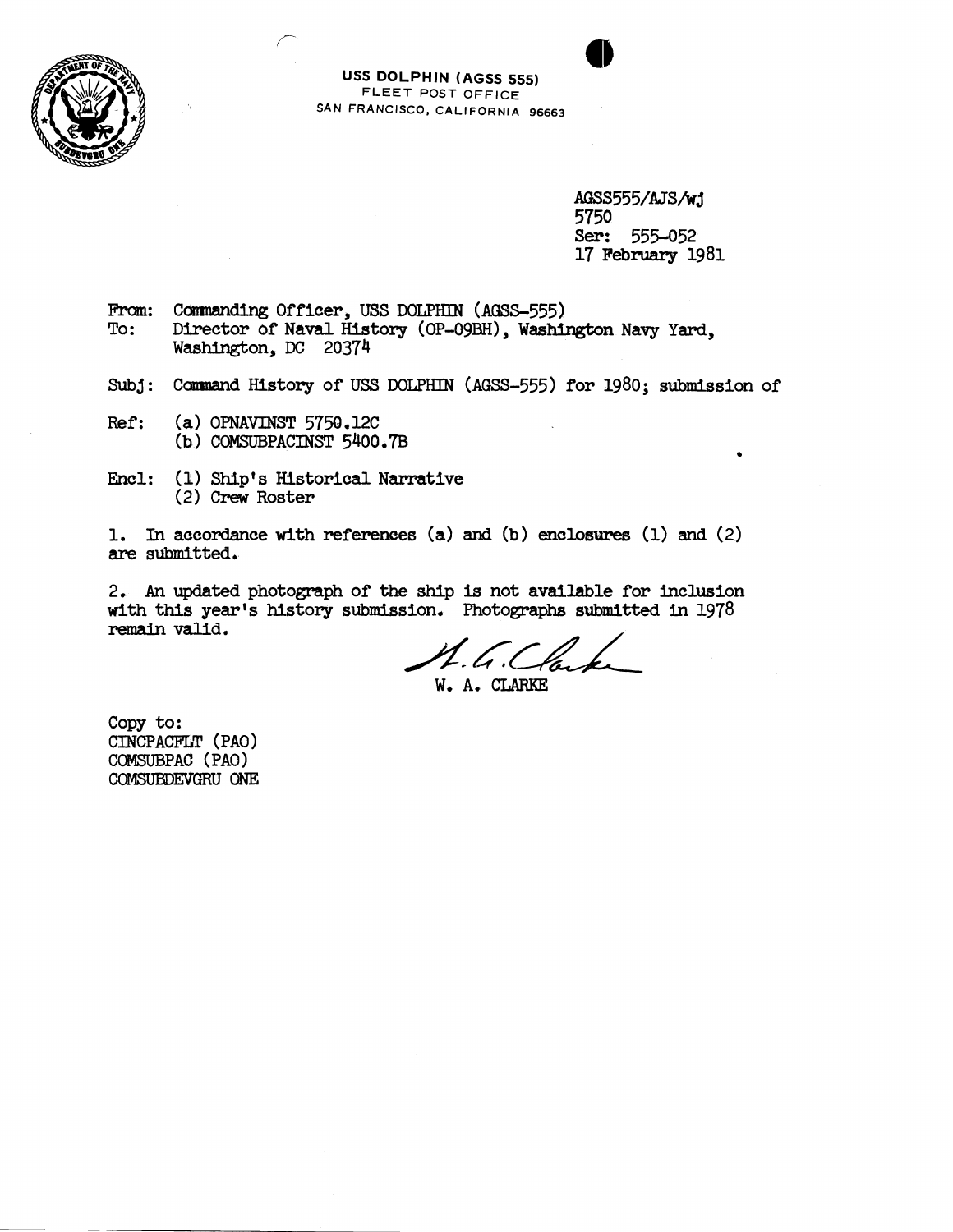**USS DOLPHIN (AGSS 555)**
FLEET POST OFFICE
SAN FRANCISCO, CALIFORNIA 96663

AGSS555/AJS/wj
5750
Ser: 555-052
17 February 1981

From: Commanding Officer, USS DOLPHIN (AGSS-555)
To: Director of Naval History (OP-09BH), Washington Navy Yard, Washington, DC 20374

Subj: Command History of USS DOLPHIN (AGSS-555) for 1980; submission of

Ref: (a) OPNAVINST 5750.12C
(b) COMSUBPACINST 5400.7B

Encl: (1) Ship's Historical Narrative
(2) Crew Roster

1. In accordance with references (a) and (b) enclosures (1) and (2) are submitted.

2. An updated photograph of the ship is not available for inclusion with this year's history submission. Photographs submitted in 1978 remain valid.

W. A. CLARKE

Copy to:
CINCPACFLT (PAO)
COMSUBPAC (PAO)
COMSUBDEVGRU ONE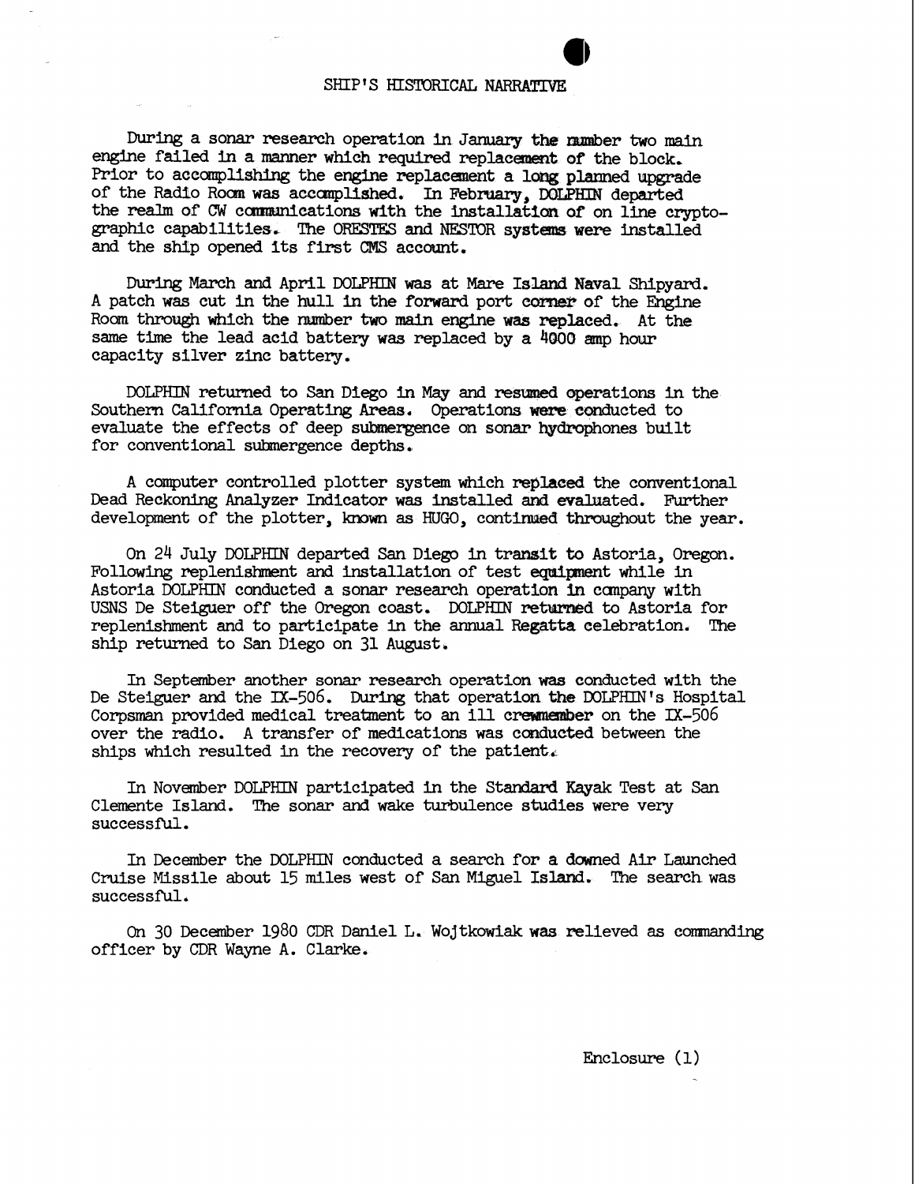# SHIP'S HISTORICAL NARRATIVE

During a sonar research operation in January the number two main engine failed in a manner which required replacement of the block. Prior to accomplishing the engine replacement a long planned upgrade of the Radio Room was accomplished. In February, DOLPHIN departed the realm of CW communications with the installation of on line cryptographic capabilities. The ORESTES and NESTOR systems were installed and the ship opened its first CMS account.

During March and April DOLPHIN was at Mare Island Naval Shipyard. A patch was cut in the hull in the forward port corner of the Engine Room through which the number two main engine was replaced. At the same time the lead acid battery was replaced by a 4000 amp hour capacity silver zinc battery.

DOLPHIN returned to San Diego in May and resumed operations in the Southern California Operating Areas. Operations were conducted to evaluate the effects of deep submergence on sonar hydrophones built for conventional submergence depths.

A computer controlled plotter system which replaced the conventional Dead Reckoning Analyzer Indicator was installed and evaluated. Further development of the plotter, known as HUGO, continued throughout the year.

On 24 July DOLPHIN departed San Diego in transit to Astoria, Oregon. Following replenishment and installation of test equipment while in Astoria DOLPHIN conducted a sonar research operation in company with USNS De Steiguer off the Oregon coast. DOLPHIN returned to Astoria for replenishment and to participate in the annual Regatta celebration. The ship returned to San Diego on 31 August.

In September another sonar research operation was conducted with the De Steiguer and the IX-506. During that operation the DOLPHIN's Hospital Corpsman provided medical treatment to an ill crewmember on the IX-506 over the radio. A transfer of medications was conducted between the ships which resulted in the recovery of the patient.

In November DOLPHIN participated in the Standard Kayak Test at San Clemente Island. The sonar and wake turbulence studies were very successful.

In December the DOLPHIN conducted a search for a downed Air Launched Cruise Missile about 15 miles west of San Miguel Island. The search was successful.

On 30 December 1980 CDR Daniel L. Wojtkowiak was relieved as commanding officer by CDR Wayne A. Clarke.

Enclosure (1)